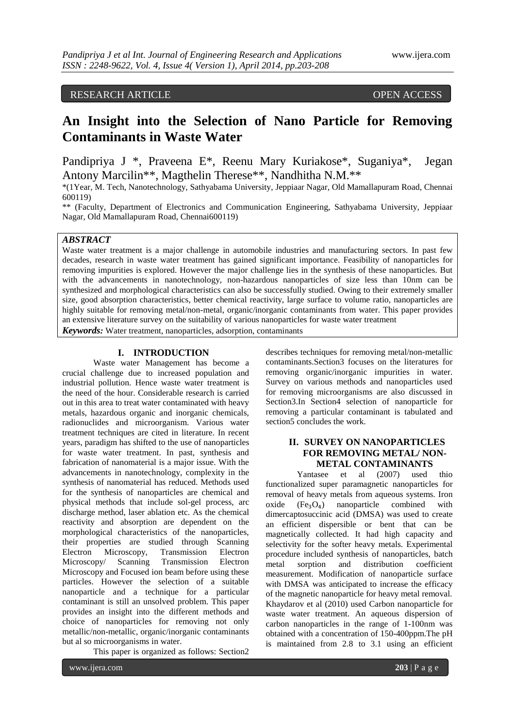RESEARCH ARTICLE OPEN ACCESS

# An Insight into the Selection of Nano Particle for Removing Contaminants in Waste Water

Pandipriya J *, Praveena E*, Reenu Mary Kuriakose*, Suganiya*, Jegan Antony Marcilin**, Magthelin Therese**, Nandhitha N.M.**

*(1Year, M. Tech, Nanotechnology, Sathyabama University, Jeppiaar Nagar, Old Mamallapuram Road, Chennai 600119)

** (Faculty, Department of Electronics and Communication Engineering, Sathyabama University, Jeppiaar Nagar, Old Mamallapuram Road, Chennai600119)

***ABSTRACT***

Waste water treatment is a major challenge in automobile industries and manufacturing sectors. In past few decades, research in waste water treatment has gained significant importance. Feasibility of nanoparticles for removing impurities is explored. However the major challenge lies in the synthesis of these nanoparticles. But with the advancements in nanotechnology, non-hazardous nanoparticles of size less than 10nm can be synthesized and morphological characteristics can also be successfully studied. Owing to their extremely smaller size, good absorption characteristics, better chemical reactivity, large surface to volume ratio, nanoparticles are highly suitable for removing metal/non-metal, organic/inorganic contaminants from water. This paper provides an extensive literature survey on the suitability of various nanoparticles for waste water treatment

***Keywords:*** Water treatment, nanoparticles, adsorption, contaminants

## I. INTRODUCTION

Waste water Management has become a crucial challenge due to increased population and industrial pollution. Hence waste water treatment is the need of the hour. Considerable research is carried out in this area to treat water contaminated with heavy metals, hazardous organic and inorganic chemicals, radionuclides and microorganism. Various water treatment techniques are cited in literature. In recent years, paradigm has shifted to the use of nanoparticles for waste water treatment. In past, synthesis and fabrication of nanomaterial is a major issue. With the advancements in nanotechnology, complexity in the synthesis of nanomaterial has reduced. Methods used for the synthesis of nanoparticles are chemical and physical methods that include sol-gel process, arc discharge method, laser ablation etc. As the chemical reactivity and absorption are dependent on the morphological characteristics of the nanoparticles, their properties are studied through Scanning Electron Microscopy, Transmission Electron Microscopy/ Scanning Transmission Electron Microscopy and Focused ion beam before using these particles. However the selection of a suitable nanoparticle and a technique for a particular contaminant is still an unsolved problem. This paper provides an insight into the different methods and choice of nanoparticles for removing not only metallic/non-metallic, organic/inorganic contaminants but al so microorganisms in water.

This paper is organized as follows: Section2 describes techniques for removing metal/non-metallic contaminants.Section3 focuses on the literatures for removing organic/inorganic impurities in water. Survey on various methods and nanoparticles used for removing microorganisms are also discussed in Section3.In Section4 selection of nanoparticle for removing a particular contaminant is tabulated and section5 concludes the work.

## II. SURVEY ON NANOPARTICLES FOR REMOVING METAL/ NON-METAL CONTAMINANTS

Yantasee et al (2007) used thio functionalized super paramagnetic nanoparticles for removal of heavy metals from aqueous systems. Iron oxide ($Fe_3O_4$) nanoparticle combined with dimercaptosuccinic acid (DMSA) was used to create an efficient dispersible or bent that can be magnetically collected. It had high capacity and selectivity for the softer heavy metals. Experimental procedure included synthesis of nanoparticles, batch metal sorption and distribution coefficient measurement. Modification of nanoparticle surface with DMSA was anticipated to increase the efficacy of the magnetic nanoparticle for heavy metal removal. Khaydarov et al (2010) used Carbon nanoparticle for waste water treatment. An aqueous dispersion of carbon nanoparticles in the range of 1-100nm was obtained with a concentration of 150-400ppm.The pH is maintained from 2.8 to 3.1 using an efficient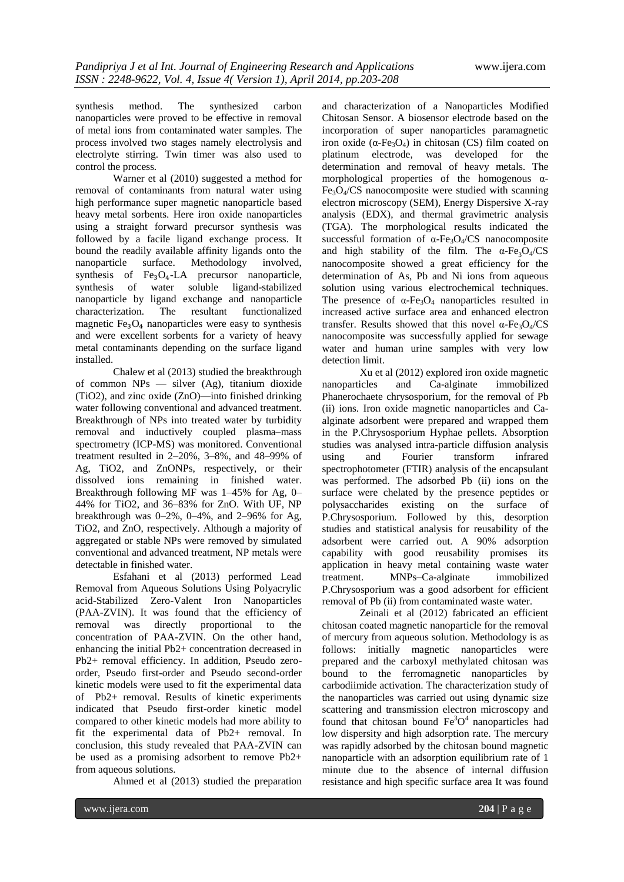synthesis method. The synthesized carbon nanoparticles were proved to be effective in removal of metal ions from contaminated water samples. The process involved two stages namely electrolysis and electrolyte stirring. Twin timer was also used to control the process.

Warner et al (2010) suggested a method for removal of contaminants from natural water using high performance super magnetic nanoparticle based heavy metal sorbents. Here iron oxide nanoparticles using a straight forward precursor synthesis was followed by a facile ligand exchange process. It bound the readily available affinity ligands onto the nanoparticle surface. Methodology involved, synthesis of $Fe_3O_4$-LA precursor nanoparticle, synthesis of water soluble ligand-stabilized nanoparticle by ligand exchange and nanoparticle characterization. The resultant functionalized magnetic $Fe_3O_4$ nanoparticles were easy to synthesis and were excellent sorbents for a variety of heavy metal contaminants depending on the surface ligand installed.

Chalew et al (2013) studied the breakthrough of common NPs — silver (Ag), titanium dioxide (TiO2), and zinc oxide (ZnO)—into finished drinking water following conventional and advanced treatment. Breakthrough of NPs into treated water by turbidity removal and inductively coupled plasma–mass spectrometry (ICP-MS) was monitored. Conventional treatment resulted in 2–20%, 3–8%, and 48–99% of Ag, TiO2, and ZnONPs, respectively, or their dissolved ions remaining in finished water. Breakthrough following MF was 1–45% for Ag, 0–44% for TiO2, and 36–83% for ZnO. With UF, NP breakthrough was 0–2%, 0–4%, and 2–96% for Ag, TiO2, and ZnO, respectively. Although a majority of aggregated or stable NPs were removed by simulated conventional and advanced treatment, NP metals were detectable in finished water.

Esfahani et al (2013) performed Lead Removal from Aqueous Solutions Using Polyacrylic acid-Stabilized Zero-Valent Iron Nanoparticles (PAA-ZVIN). It was found that the efficiency of removal was directly proportional to the concentration of PAA-ZVIN. On the other hand, enhancing the initial Pb2+ concentration decreased in Pb2+ removal efficiency. In addition, Pseudo zero-order, Pseudo first-order and Pseudo second-order kinetic models were used to fit the experimental data of Pb2+ removal. Results of kinetic experiments indicated that Pseudo first-order kinetic model compared to other kinetic models had more ability to fit the experimental data of Pb2+ removal. In conclusion, this study revealed that PAA-ZVIN can be used as a promising adsorbent to remove Pb2+ from aqueous solutions.

Ahmed et al (2013) studied the preparation and characterization of a Nanoparticles Modified Chitosan Sensor. A biosensor electrode based on the incorporation of super nanoparticles paramagnetic iron oxide ($\alpha$-$Fe_3O_4$) in chitosan (CS) film coated on platinum electrode, was developed for the determination and removal of heavy metals. The morphological properties of the homogenous $\alpha$-$Fe_3O_4$/CS nanocomposite were studied with scanning electron microscopy (SEM), Energy Dispersive X-ray analysis (EDX), and thermal gravimetric analysis (TGA). The morphological results indicated the successful formation of $\alpha$-$Fe_3O_4$/CS nanocomposite and high stability of the film. The $\alpha$-$Fe_3O_4$/CS nanocomposite showed a great efficiency for the determination of As, Pb and Ni ions from aqueous solution using various electrochemical techniques. The presence of $\alpha$-$Fe_3O_4$ nanoparticles resulted in increased active surface area and enhanced electron transfer. Results showed that this novel $\alpha$-$Fe_3O_4$/CS nanocomposite was successfully applied for sewage water and human urine samples with very low detection limit.

Xu et al (2012) explored iron oxide magnetic nanoparticles and Ca-alginate immobilized Phanerochaete chrysosporium, for the removal of Pb (ii) ions. Iron oxide magnetic nanoparticles and Ca-alginate adsorbent were prepared and wrapped them in the P.Chrysosporium Hyphae pellets. Absorption studies was analysed intra-particle diffusion analysis using and Fourier transform infrared spectrophotometer (FTIR) analysis of the encapsulant was performed. The adsorbed Pb (ii) ions on the surface were chelated by the presence peptides or polysaccharides existing on the surface of P.Chrysosporium. Followed by this, desorption studies and statistical analysis for reusability of the adsorbent were carried out. A 90% adsorption capability with good reusability promises its application in heavy metal containing waste water treatment. MNPs–Ca-alginate immobilized P.Chrysosporium was a good adsorbent for efficient removal of Pb (ii) from contaminated waste water.

Zeinali et al (2012) fabricated an efficient chitosan coated magnetic nanoparticle for the removal of mercury from aqueous solution. Methodology is as follows: initially magnetic nanoparticles were prepared and the carboxyl methylated chitosan was bound to the ferromagnetic nanoparticles by carbodiimide activation. The characterization study of the nanoparticles was carried out using dynamic size scattering and transmission electron microscopy and found that chitosan bound $Fe^3O^4$ nanoparticles had low dispersity and high adsorption rate. The mercury was rapidly adsorbed by the chitosan bound magnetic nanoparticle with an adsorption equilibrium rate of 1 minute due to the absence of internal diffusion resistance and high specific surface area It was found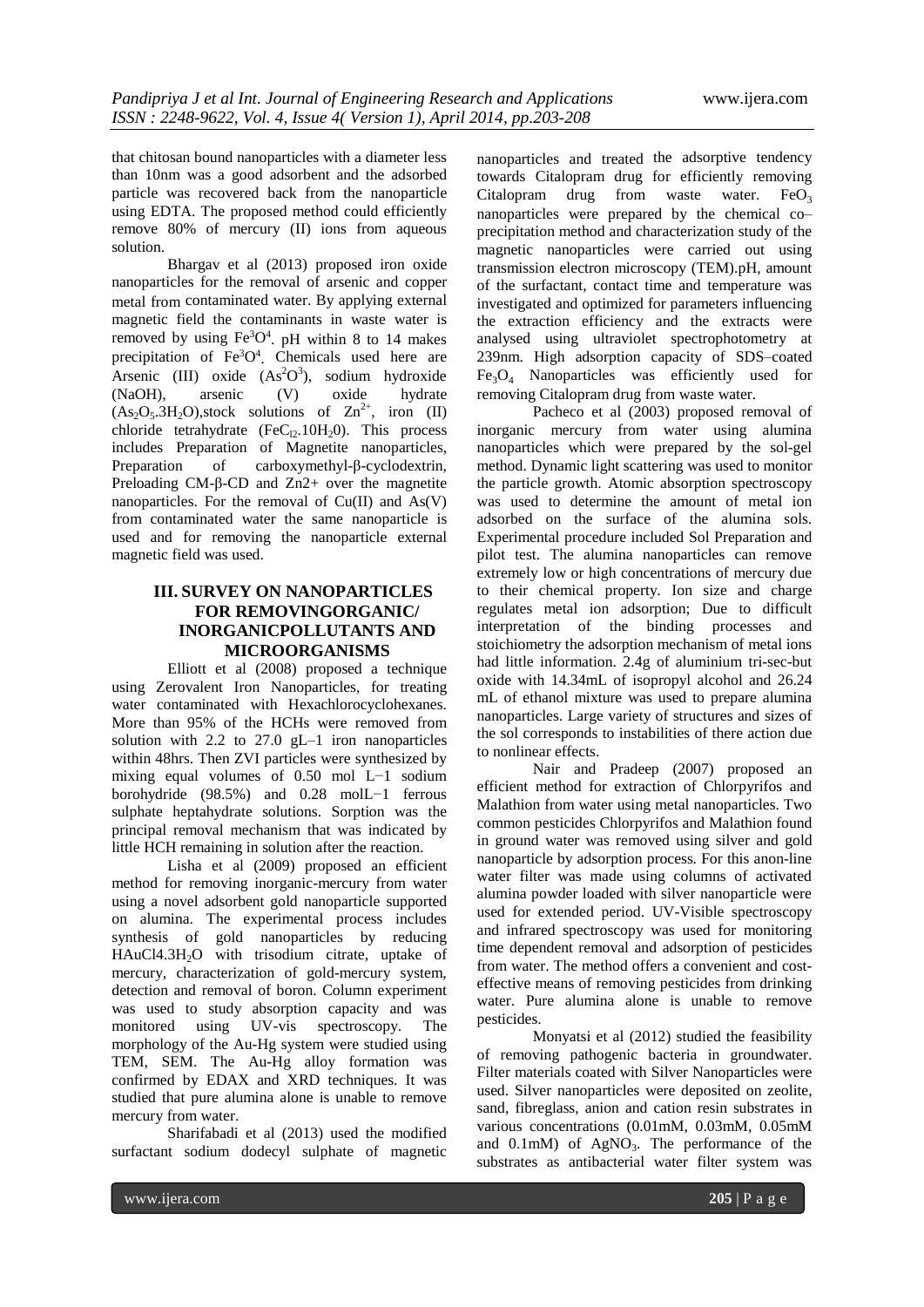that chitosan bound nanoparticles with a diameter less than 10nm was a good adsorbent and the adsorbed particle was recovered back from the nanoparticle using EDTA. The proposed method could efficiently remove 80% of mercury (II) ions from aqueous solution.

Bhargav et al (2013) proposed iron oxide nanoparticles for the removal of arsenic and copper metal from contaminated water. By applying external magnetic field the contaminants in waste water is removed by using $Fe^3O^4$. pH within 8 to 14 makes precipitation of $Fe^3O^4$. Chemicals used here are Arsenic (III) oxide ($As^2O^3$), sodium hydroxide (NaOH), arsenic (V) oxide hydrate ($As_2O_5.3H_2O$), stock solutions of $Zn^{2+}$, iron (II) chloride tetrahydrate ($FeC_{l2}.10H_20$). This process includes Preparation of Magnetite nanoparticles, Preparation of carboxymethyl-β-cyclodextrin, Preloading CM-β-CD and Zn2+ over the magnetite nanoparticles. For the removal of Cu(II) and As(V) from contaminated water the same nanoparticle is used and for removing the nanoparticle external magnetic field was used.

## III. SURVEY ON NANOPARTICLES FOR REMOVINGORGANIC/ INORGANICPOLLUTANTS AND MICROORGANISMS

Elliott et al (2008) proposed a technique using Zerovalent Iron Nanoparticles, for treating water contaminated with Hexachlorocyclohexanes. More than 95% of the HCHs were removed from solution with 2.2 to 27.0 gL–1 iron nanoparticles within 48hrs. Then ZVI particles were synthesized by mixing equal volumes of 0.50 mol L−1 sodium borohydride (98.5%) and 0.28 molL−1 ferrous sulphate heptahydrate solutions. Sorption was the principal removal mechanism that was indicated by little HCH remaining in solution after the reaction.

Lisha et al (2009) proposed an efficient method for removing inorganic-mercury from water using a novel adsorbent gold nanoparticle supported on alumina. The experimental process includes synthesis of gold nanoparticles by reducing HAuCl4.3$H_2O$ with trisodium citrate, uptake of mercury, characterization of gold-mercury system, detection and removal of boron. Column experiment was used to study absorption capacity and was monitored using UV-vis spectroscopy. The morphology of the Au-Hg system were studied using TEM, SEM. The Au-Hg alloy formation was confirmed by EDAX and XRD techniques. It was studied that pure alumina alone is unable to remove mercury from water.

Sharifabadi et al (2013) used the modified surfactant sodium dodecyl sulphate of magnetic nanoparticles and treated the adsorptive tendency towards Citalopram drug for efficiently removing Citalopram drug from waste water. $FeO_3$ nanoparticles were prepared by the chemical co–precipitation method and characterization study of the magnetic nanoparticles were carried out using transmission electron microscopy (TEM).pH, amount of the surfactant, contact time and temperature was investigated and optimized for parameters influencing the extraction efficiency and the extracts were analysed using ultraviolet spectrophotometry at 239nm. High adsorption capacity of SDS–coated $Fe_3O_4$ Nanoparticles was efficiently used for removing Citalopram drug from waste water.

Pacheco et al (2003) proposed removal of inorganic mercury from water using alumina nanoparticles which were prepared by the sol-gel method. Dynamic light scattering was used to monitor the particle growth. Atomic absorption spectroscopy was used to determine the amount of metal ion adsorbed on the surface of the alumina sols. Experimental procedure included Sol Preparation and pilot test. The alumina nanoparticles can remove extremely low or high concentrations of mercury due to their chemical property. Ion size and charge regulates metal ion adsorption; Due to difficult interpretation of the binding processes and stoichiometry the adsorption mechanism of metal ions had little information. 2.4g of aluminium tri-sec-but oxide with 14.34mL of isopropyl alcohol and 26.24 mL of ethanol mixture was used to prepare alumina nanoparticles. Large variety of structures and sizes of the sol corresponds to instabilities of there action due to nonlinear effects.

Nair and Pradeep (2007) proposed an efficient method for extraction of Chlorpyrifos and Malathion from water using metal nanoparticles. Two common pesticides Chlorpyrifos and Malathion found in ground water was removed using silver and gold nanoparticle by adsorption process. For this anon-line water filter was made using columns of activated alumina powder loaded with silver nanoparticle were used for extended period. UV-Visible spectroscopy and infrared spectroscopy was used for monitoring time dependent removal and adsorption of pesticides from water. The method offers a convenient and cost-effective means of removing pesticides from drinking water. Pure alumina alone is unable to remove pesticides.

Monyatsi et al (2012) studied the feasibility of removing pathogenic bacteria in groundwater. Filter materials coated with Silver Nanoparticles were used. Silver nanoparticles were deposited on zeolite, sand, fibreglass, anion and cation resin substrates in various concentrations (0.01mM, 0.03mM, 0.05mM and 0.1mM) of $AgNO_3$. The performance of the substrates as antibacterial water filter system was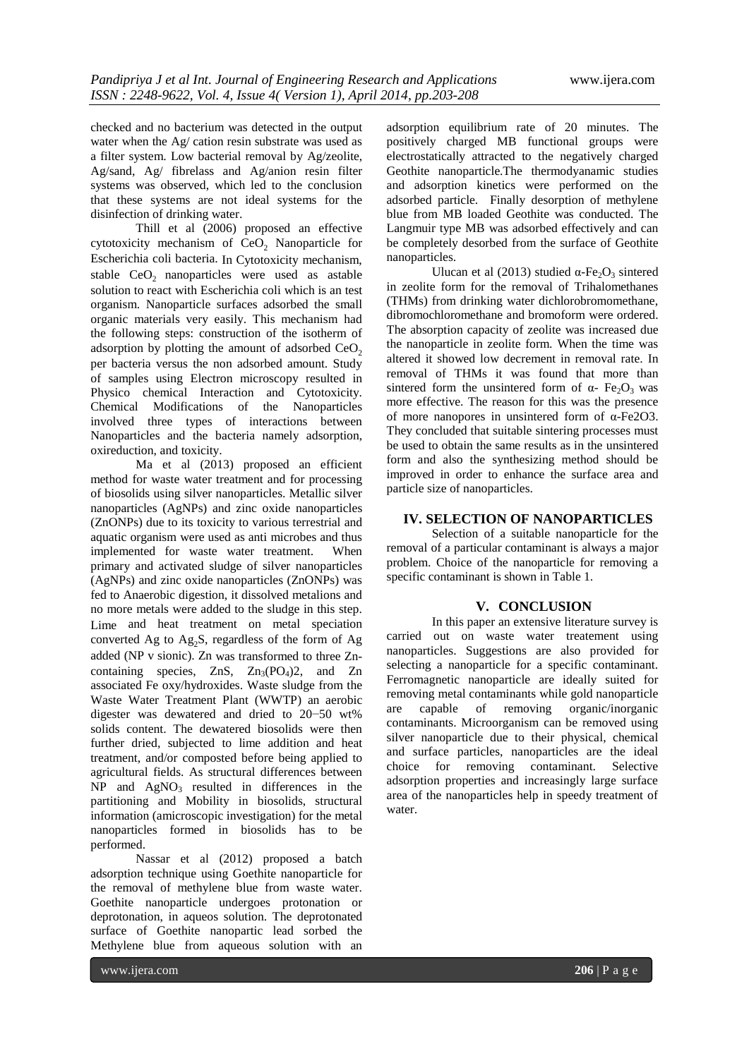checked and no bacterium was detected in the output water when the Ag/ cation resin substrate was used as a filter system. Low bacterial removal by Ag/zeolite, Ag/sand, Ag/ fibrelass and Ag/anion resin filter systems was observed, which led to the conclusion that these systems are not ideal systems for the disinfection of drinking water.

Thill et al (2006) proposed an effective cytotoxicity mechanism of $CeO_2$ Nanoparticle for Escherichia coli bacteria. In Cytotoxicity mechanism, stable $CeO_2$ nanoparticles were used as astable solution to react with Escherichia coli which is an test organism. Nanoparticle surfaces adsorbed the small organic materials very easily. This mechanism had the following steps: construction of the isotherm of adsorption by plotting the amount of adsorbed $CeO_2$ per bacteria versus the non adsorbed amount. Study of samples using Electron microscopy resulted in Physico chemical Interaction and Cytotoxicity. Chemical Modifications of the Nanoparticles involved three types of interactions between Nanoparticles and the bacteria namely adsorption, oxireduction, and toxicity.

Ma et al (2013) proposed an efficient method for waste water treatment and for processing of biosolids using silver nanoparticles. Metallic silver nanoparticles (AgNPs) and zinc oxide nanoparticles (ZnONPs) due to its toxicity to various terrestrial and aquatic organism were used as anti microbes and thus implemented for waste water treatment. When primary and activated sludge of silver nanoparticles (AgNPs) and zinc oxide nanoparticles (ZnONPs) was fed to Anaerobic digestion, it dissolved metalions and no more metals were added to the sludge in this step. Lime and heat treatment on metal speciation converted Ag to $Ag_2S$, regardless of the form of Ag added (NP v sionic). Zn was transformed to three Zn-containing species, ZnS, $Zn_3(PO_4)2$, and Zn associated Fe oxy/hydroxides. Waste sludge from the Waste Water Treatment Plant (WWTP) an aerobic digester was dewatered and dried to 20−50 wt% solids content. The dewatered biosolids were then further dried, subjected to lime addition and heat treatment, and/or composted before being applied to agricultural fields. As structural differences between NP and $AgNO_3$ resulted in differences in the partitioning and Mobility in biosolids, structural information (amicroscopic investigation) for the metal nanoparticles formed in biosolids has to be performed.

Nassar et al (2012) proposed a batch adsorption technique using Goethite nanoparticle for the removal of methylene blue from waste water. Goethite nanoparticle undergoes protonation or deprotonation, in aqueos solution. The deprotonated surface of Goethite nanopartic lead sorbed the Methylene blue from aqueous solution with an adsorption equilibrium rate of 20 minutes. The positively charged MB functional groups were electrostatically attracted to the negatively charged Geothite nanoparticle.The thermodyanamic studies and adsorption kinetics were performed on the adsorbed particle. Finally desorption of methylene blue from MB loaded Geothite was conducted. The Langmuir type MB was adsorbed effectively and can be completely desorbed from the surface of Geothite nanoparticles.

Ulucan et al (2013) studied $\alpha$-$Fe_2O_3$ sintered in zeolite form for the removal of Trihalomethanes (THMs) from drinking water dichlorobromomethane, dibromochloromethane and bromoform were ordered. The absorption capacity of zeolite was increased due the nanoparticle in zeolite form. When the time was altered it showed low decrement in removal rate. In removal of THMs it was found that more than sintered form the unsintered form of $\alpha$- $Fe_2O_3$ was more effective. The reason for this was the presence of more nanopores in unsintered form of $\alpha$-Fe2O3. They concluded that suitable sintering processes must be used to obtain the same results as in the unsintered form and also the synthesizing method should be improved in order to enhance the surface area and particle size of nanoparticles.

## IV. SELECTION OF NANOPARTICLES

Selection of a suitable nanoparticle for the removal of a particular contaminant is always a major problem. Choice of the nanoparticle for removing a specific contaminant is shown in Table 1.

## V. CONCLUSION

In this paper an extensive literature survey is carried out on waste water treatement using nanoparticles. Suggestions are also provided for selecting a nanoparticle for a specific contaminant. Ferromagnetic nanoparticle are ideally suited for removing metal contaminants while gold nanoparticle are capable of removing organic/inorganic contaminants. Microorganism can be removed using silver nanoparticle due to their physical, chemical and surface particles, nanoparticles are the ideal choice for removing contaminant. Selective adsorption properties and increasingly large surface area of the nanoparticles help in speedy treatment of water.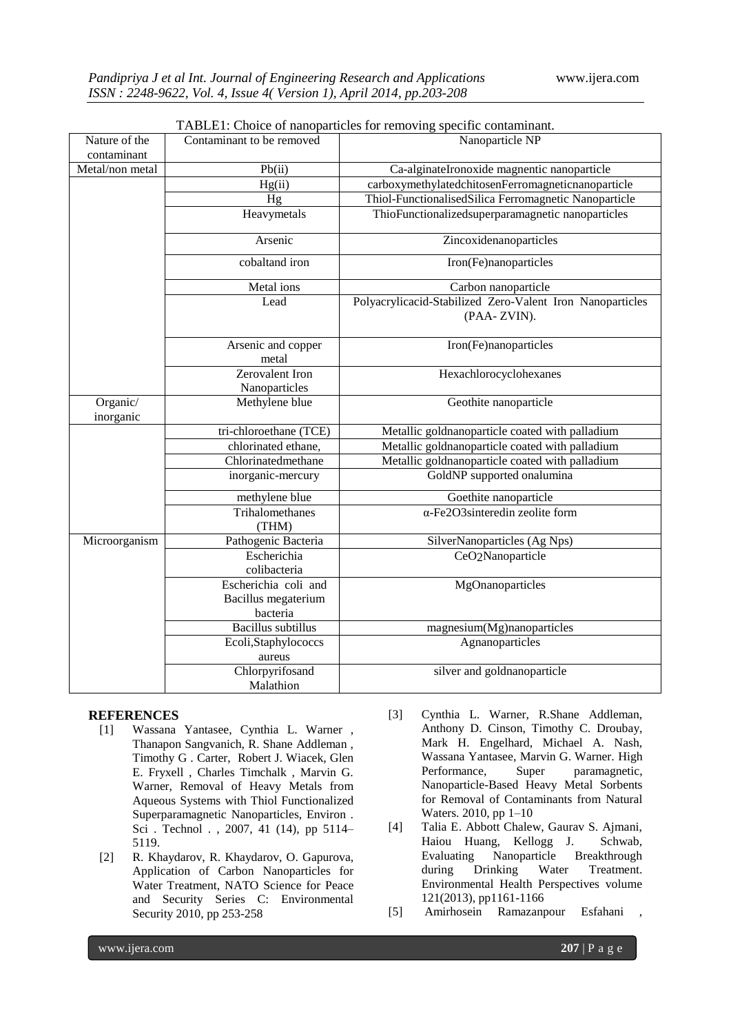TABLE1: Choice of nanoparticles for removing specific contaminant.

| Nature of the contaminant | Contaminant to be removed | Nanoparticle NP |
|---|---|---|
| Metal/non metal | Pb(ii) | Ca-alginateIronoxide magnentic nanoparticle |
| | Hg(ii) | carboxymethylatedchitosenFerromagneticnanoparticle |
| | Hg | Thiol-FunctionalisedSilica Ferromagnetic Nanoparticle |
| | Heavymetals | ThioFunctionalizedsuperparamagnetic nanoparticles |
| | Arsenic | Zincoxidenanoparticles |
| | cobaltand iron | Iron(Fe)nanoparticles |
| | Metal ions | Carbon nanoparticle |
| | Lead | Polyacrylicacid-Stabilized Zero-Valent Iron Nanoparticles (PAA- ZVIN). |
| | Arsenic and copper metal | Iron(Fe)nanoparticles |
| | Zerovalent Iron Nanoparticles | Hexachlorocyclohexanes |
| Organic/ inorganic | Methylene blue | Geothite nanoparticle |
| | tri-chloroethane (TCE) | Metallic goldnanoparticle coated with palladium |
| | chlorinated ethane, | Metallic goldnanoparticle coated with palladium |
| | Chlorinatedmethane | Metallic goldnanoparticle coated with palladium |
| | inorganic-mercury | GoldNP supported onalumina |
| | methylene blue | Goethite nanoparticle |
| | Trihalomethanes (THM) | α-Fe2O3sinteredin zeolite form |
| Microorganism | Pathogenic Bacteria | SilverNanoparticles (Ag Nps) |
| | Escherichia colibacteria | $CeO_2$Nanoparticle |
| | Escherichia coli and Bacillus megaterium bacteria | MgOnanoparticles |
| | Bacillus subtillus | magnesium(Mg)nanoparticles |
| | Ecoli,Staphylococcs aureus | Agnanoparticles |
| | Chlorpyrifosand Malathion | silver and goldnanoparticle |

## REFERENCES

[1] Wassana Yantasee, Cynthia L. Warner , Thanapon Sangvanich, R. Shane Addleman , Timothy G . Carter, Robert J. Wiacek, Glen E. Fryxell , Charles Timchalk , Marvin G. Warner, Removal of Heavy Metals from Aqueous Systems with Thiol Functionalized Superparamagnetic Nanoparticles, Environ . Sci . Technol . , 2007, 41 (14), pp 5114–5119.

[2] R. Khaydarov, R. Khaydarov, O. Gapurova, Application of Carbon Nanoparticles for Water Treatment, NATO Science for Peace and Security Series C: Environmental Security 2010, pp 253-258

[3] Cynthia L. Warner, R.Shane Addleman, Anthony D. Cinson, Timothy C. Droubay, Mark H. Engelhard, Michael A. Nash, Wassana Yantasee, Marvin G. Warner. High Performance, Super paramagnetic, Nanoparticle-Based Heavy Metal Sorbents for Removal of Contaminants from Natural Waters. 2010, pp 1–10

[4] Talia E. Abbott Chalew, Gaurav S. Ajmani, Haiou Huang, Kellogg J. Schwab, Evaluating Nanoparticle Breakthrough during Drinking Water Treatment. Environmental Health Perspectives volume 121(2013), pp1161-1166

[5] Amirhosein Ramazanpour Esfahani ,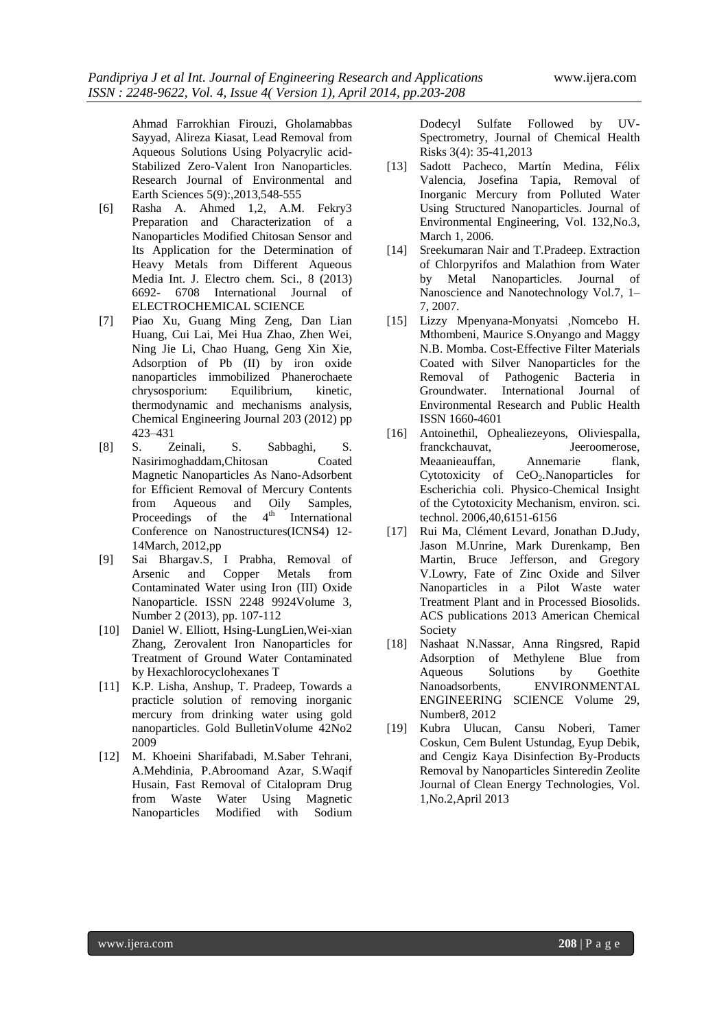Ahmad Farrokhian Firouzi, Gholamabbas Sayyad, Alireza Kiasat, Lead Removal from Aqueous Solutions Using Polyacrylic acid-Stabilized Zero-Valent Iron Nanoparticles. Research Journal of Environmental and Earth Sciences 5(9):,2013,548-555

[6] Rasha A. Ahmed 1,2, A.M. Fekry3 Preparation and Characterization of a Nanoparticles Modified Chitosan Sensor and Its Application for the Determination of Heavy Metals from Different Aqueous Media Int. J. Electro chem. Sci., 8 (2013) 6692- 6708 International Journal of ELECTROCHEMICAL SCIENCE

[7] Piao Xu, Guang Ming Zeng, Dan Lian Huang, Cui Lai, Mei Hua Zhao, Zhen Wei, Ning Jie Li, Chao Huang, Geng Xin Xie, Adsorption of Pb (II) by iron oxide nanoparticles immobilized Phanerochaete chrysosporium: Equilibrium, kinetic, thermodynamic and mechanisms analysis, Chemical Engineering Journal 203 (2012) pp 423–431

[8] S. Zeinali, S. Sabbaghi, S. Nasirimoghaddam,Chitosan Coated Magnetic Nanoparticles As Nano-Adsorbent for Efficient Removal of Mercury Contents from Aqueous and Oily Samples, Proceedings of the 4th International Conference on Nanostructures(ICNS4) 12-14March, 2012,pp

[9] Sai Bhargav.S, I Prabha, Removal of Arsenic and Copper Metals from Contaminated Water using Iron (III) Oxide Nanoparticle. ISSN 2248 9924Volume 3, Number 2 (2013), pp. 107-112

[10] Daniel W. Elliott, Hsing-LungLien,Wei-xian Zhang, Zerovalent Iron Nanoparticles for Treatment of Ground Water Contaminated by Hexachlorocyclohexanes T

[11] K.P. Lisha, Anshup, T. Pradeep, Towards a practicle solution of removing inorganic mercury from drinking water using gold nanoparticles. Gold BulletinVolume 42No2 2009

[12] M. Khoeini Sharifabadi, M.Saber Tehrani, A.Mehdinia, P.Abroomand Azar, S.Waqif Husain, Fast Removal of Citalopram Drug from Waste Water Using Magnetic Nanoparticles Modified with Sodium Dodecyl Sulfate Followed by UV-Spectrometry, Journal of Chemical Health Risks 3(4): 35-41,2013

[13] Sadott Pacheco, Martín Medina, Félix Valencia, Josefina Tapia, Removal of Inorganic Mercury from Polluted Water Using Structured Nanoparticles. Journal of Environmental Engineering, Vol. 132,No.3, March 1, 2006.

[14] Sreekumaran Nair and T.Pradeep. Extraction of Chlorpyrifos and Malathion from Water by Metal Nanoparticles. Journal of Nanoscience and Nanotechnology Vol.7, 1–7, 2007.

[15] Lizzy Mpenyana-Monyatsi ,Nomcebo H. Mthombeni, Maurice S.Onyango and Maggy N.B. Momba. Cost-Effective Filter Materials Coated with Silver Nanoparticles for the Removal of Pathogenic Bacteria in Groundwater. International Journal of Environmental Research and Public Health ISSN 1660-4601

[16] Antoinethil, Ophealiezeyons, Oliviespalla, franckchauvat, Jeeroomerose, Meaanieauffan, Annemarie flank, Cytotoxicity of $CeO_2$.Nanoparticles for Escherichia coli. Physico-Chemical Insight of the Cytotoxicity Mechanism, environ. sci. technol. 2006,40,6151-6156

[17] Rui Ma, Clément Levard, Jonathan D.Judy, Jason M.Unrine, Mark Durenkamp, Ben Martin, Bruce Jefferson, and Gregory V.Lowry, Fate of Zinc Oxide and Silver Nanoparticles in a Pilot Waste water Treatment Plant and in Processed Biosolids. ACS publications 2013 American Chemical Society

[18] Nashaat N.Nassar, Anna Ringsred, Rapid Adsorption of Methylene Blue from Aqueous Solutions by Goethite Nanoadsorbents, ENVIRONMENTAL ENGINEERING SCIENCE Volume 29, Number8, 2012

[19] Kubra Ulucan, Cansu Noberi, Tamer Coskun, Cem Bulent Ustundag, Eyup Debik, and Cengiz Kaya Disinfection By-Products Removal by Nanoparticles Sinteredin Zeolite Journal of Clean Energy Technologies, Vol. 1,No.2,April 2013